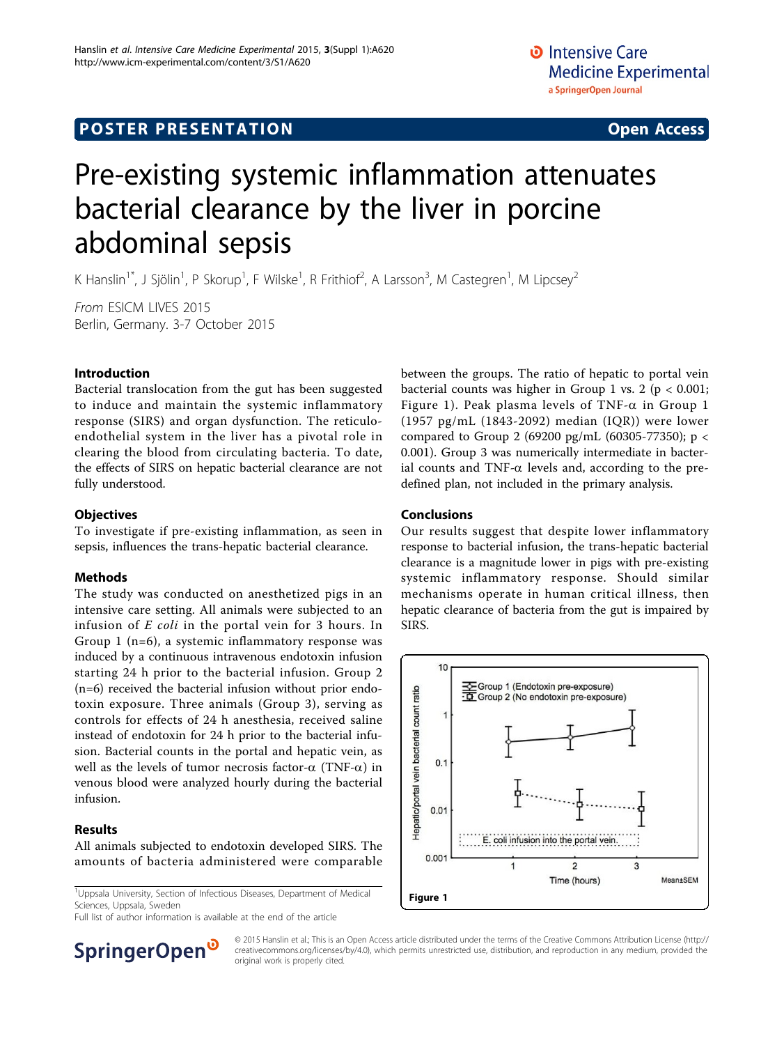POSTER PRESENTATION

Open Access

# Pre-existing systemic inflammation attenuates bacterial clearance by the liver in porcine abdominal sepsis

K Hanslin[1*], J Sjölin[1], P Skorup[1], F Wilske[1], R Frithiof[2], A Larsson[3], M Castegren[1], M Lipcsey[2]

*From* ESICM LIVES 2015
Berlin, Germany. 3-7 October 2015

## Introduction

Bacterial translocation from the gut has been suggested to induce and maintain the systemic inflammatory response (SIRS) and organ dysfunction. The reticulo-endothelial system in the liver has a pivotal role in clearing the blood from circulating bacteria. To date, the effects of SIRS on hepatic bacterial clearance are not fully understood.

## Objectives

To investigate if pre-existing inflammation, as seen in sepsis, influences the trans-hepatic bacterial clearance.

## Methods

The study was conducted on anesthetized pigs in an intensive care setting. All animals were subjected to an infusion of *E coli* in the portal vein for 3 hours. In Group 1 (n=6), a systemic inflammatory response was induced by a continuous intravenous endotoxin infusion starting 24 h prior to the bacterial infusion. Group 2 (n=6) received the bacterial infusion without prior endotoxin exposure. Three animals (Group 3), serving as controls for effects of 24 h anesthesia, received saline instead of endotoxin for 24 h prior to the bacterial infusion. Bacterial counts in the portal and hepatic vein, as well as the levels of tumor necrosis factor-α (TNF-α) in venous blood were analyzed hourly during the bacterial infusion.

## Results

All animals subjected to endotoxin developed SIRS. The amounts of bacteria administered were comparable between the groups. The ratio of hepatic to portal vein bacterial counts was higher in Group 1 vs. 2 ($p < 0.001$; Figure 1). Peak plasma levels of TNF-α in Group 1 (1957 pg/mL (1843-2092) median (IQR)) were lower compared to Group 2 (69200 pg/mL (60305-77350); $p < 0.001$). Group 3 was numerically intermediate in bacterial counts and TNF-α levels and, according to the pre-defined plan, not included in the primary analysis.

## Conclusions

Our results suggest that despite lower inflammatory response to bacterial infusion, the trans-hepatic bacterial clearance is a magnitude lower in pigs with pre-existing systemic inflammatory response. Should similar mechanisms operate in human critical illness, then hepatic clearance of bacteria from the gut is impaired by SIRS.

Figure 1

[1]Uppsala University, Section of Infectious Diseases, Department of Medical Sciences, Uppsala, Sweden
Full list of author information is available at the end of the article

© 2015 Hanslin et al.; This is an Open Access article distributed under the terms of the Creative Commons Attribution License (http://creativecommons.org/licenses/by/4.0), which permits unrestricted use, distribution, and reproduction in any medium, provided the original work is properly cited.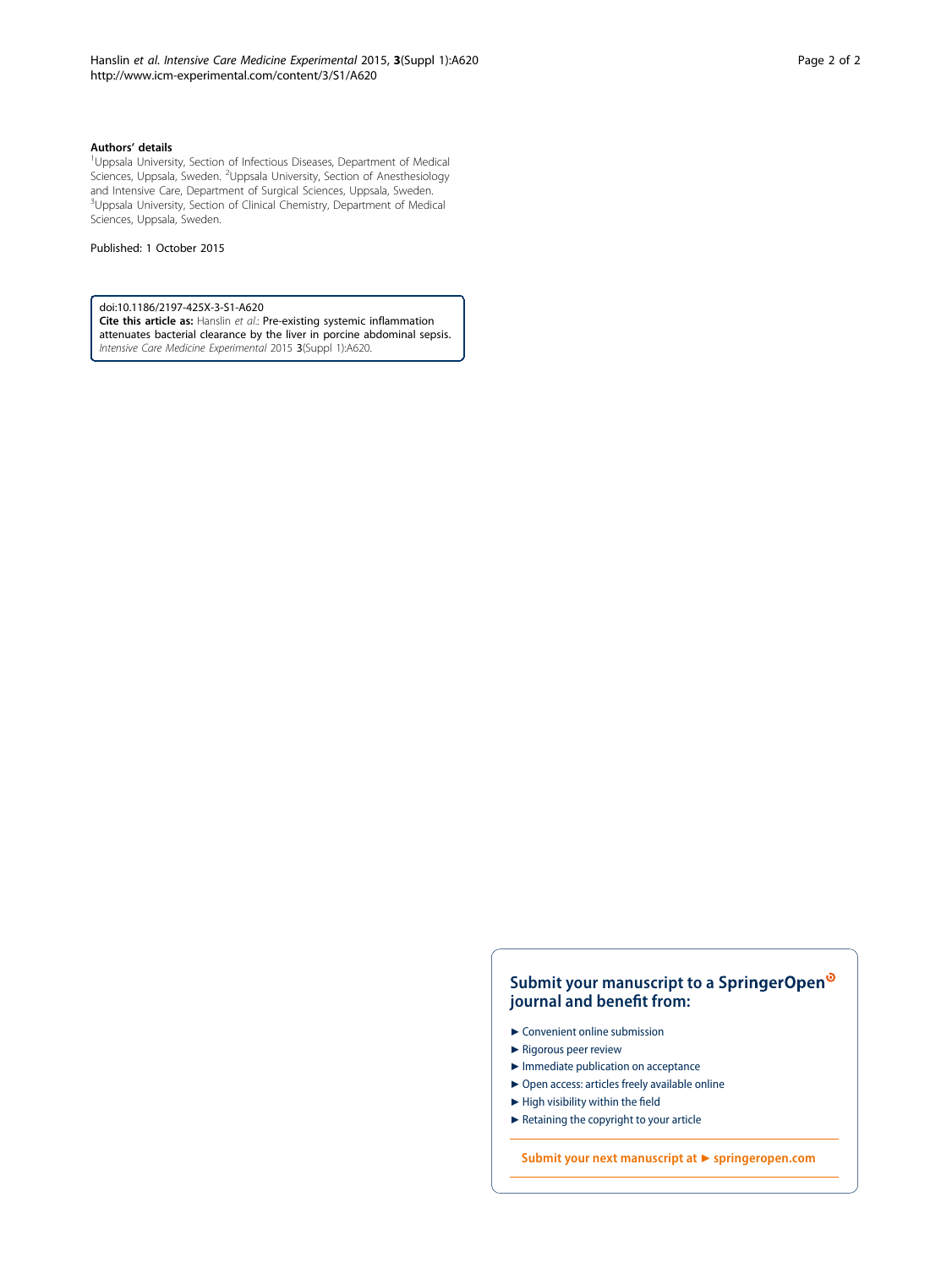**Authors' details**

[1]Uppsala University, Section of Infectious Diseases, Department of Medical Sciences, Uppsala, Sweden. [2]Uppsala University, Section of Anesthesiology and Intensive Care, Department of Surgical Sciences, Uppsala, Sweden. [3]Uppsala University, Section of Clinical Chemistry, Department of Medical Sciences, Uppsala, Sweden.

Published: 1 October 2015

doi:10.1186/2197-425X-3-S1-A620

**Cite this article as:** Hanslin *et al.*: Pre-existing systemic inflammation attenuates bacterial clearance by the liver in porcine abdominal sepsis. *Intensive Care Medicine Experimental* 2015 **3**(Suppl 1):A620.

**Submit your manuscript to a SpringerOpen journal and benefit from:**

- ► Convenient online submission
- ► Rigorous peer review
- ► Immediate publication on acceptance
- ► Open access: articles freely available online
- ► High visibility within the field
- ► Retaining the copyright to your article

**Submit your next manuscript at ► springeropen.com**